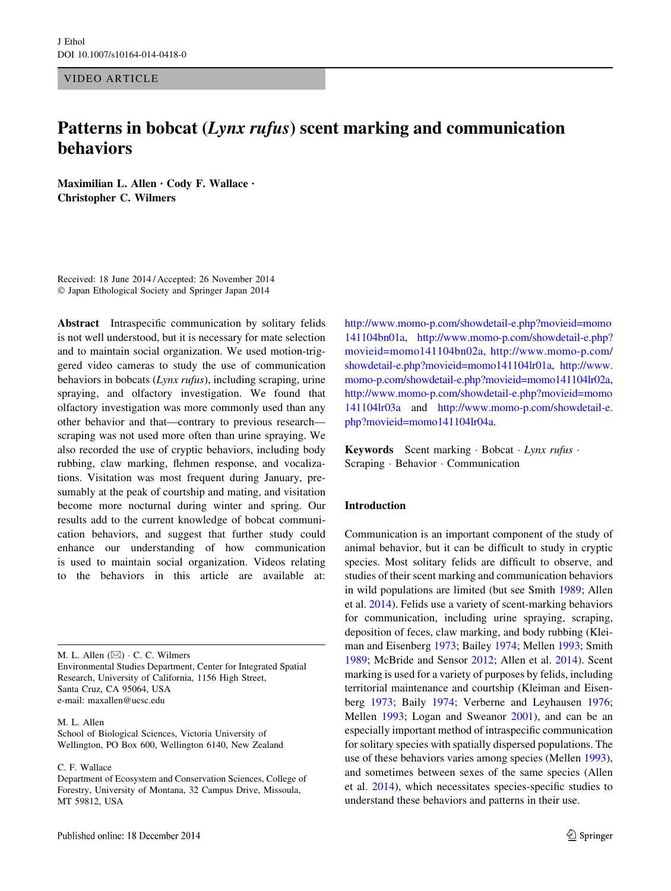J Ethol
DOI 10.1007/s10164-014-0418-0

VIDEO ARTICLE

# Patterns in bobcat (*Lynx rufus*) scent marking and communication behaviors

**Maximilian L. Allen · Cody F. Wallace · Christopher C. Wilmers**

Received: 18 June 2014 / Accepted: 26 November 2014
© Japan Ethological Society and Springer Japan 2014

**Abstract** Intraspecific communication by solitary felids is not well understood, but it is necessary for mate selection and to maintain social organization. We used motion-triggered video cameras to study the use of communication behaviors in bobcats (*Lynx rufus*), including scraping, urine spraying, and olfactory investigation. We found that olfactory investigation was more commonly used than any other behavior and that—contrary to previous research—scraping was not used more often than urine spraying. We also recorded the use of cryptic behaviors, including body rubbing, claw marking, flehmen response, and vocalizations. Visitation was most frequent during January, presumably at the peak of courtship and mating, and visitation become more nocturnal during winter and spring. Our results add to the current knowledge of bobcat communication behaviors, and suggest that further study could enhance our understanding of how communication is used to maintain social organization. Videos relating to the behaviors in this article are available at: http://www.momo-p.com/showdetail-e.php?movieid=momo141104bn01a, http://www.momo-p.com/showdetail-e.php?movieid=momo141104bn02a, http://www.momo-p.com/showdetail-e.php?movieid=momo141104lr01a, http://www.momo-p.com/showdetail-e.php?movieid=momo141104lr02a, http://www.momo-p.com/showdetail-e.php?movieid=momo141104lr03a and http://www.momo-p.com/showdetail-e.php?movieid=momo141104lr04a.

**Keywords** Scent marking · Bobcat · *Lynx rufus* · Scraping · Behavior · Communication

M. L. Allen (✉) · C. C. Wilmers
Environmental Studies Department, Center for Integrated Spatial Research, University of California, 1156 High Street, Santa Cruz, CA 95064, USA
e-mail: maxallen@ucsc.edu

M. L. Allen
School of Biological Sciences, Victoria University of Wellington, PO Box 600, Wellington 6140, New Zealand

C. F. Wallace
Department of Ecosystem and Conservation Sciences, College of Forestry, University of Montana, 32 Campus Drive, Missoula, MT 59812, USA

## Introduction

Communication is an important component of the study of animal behavior, but it can be difficult to study in cryptic species. Most solitary felids are difficult to observe, and studies of their scent marking and communication behaviors in wild populations are limited (but see Smith 1989; Allen et al. 2014). Felids use a variety of scent-marking behaviors for communication, including urine spraying, scraping, deposition of feces, claw marking, and body rubbing (Kleiman and Eisenberg 1973; Bailey 1974; Mellen 1993; Smith 1989; McBride and Sensor 2012; Allen et al. 2014). Scent marking is used for a variety of purposes by felids, including territorial maintenance and courtship (Kleiman and Eisenberg 1973; Baily 1974; Verberne and Leyhausen 1976; Mellen 1993; Logan and Sweanor 2001), and can be an especially important method of intraspecific communication for solitary species with spatially dispersed populations. The use of these behaviors varies among species (Mellen 1993), and sometimes between sexes of the same species (Allen et al. 2014), which necessitates species-specific studies to understand these behaviors and patterns in their use.

Published online: 18 December 2014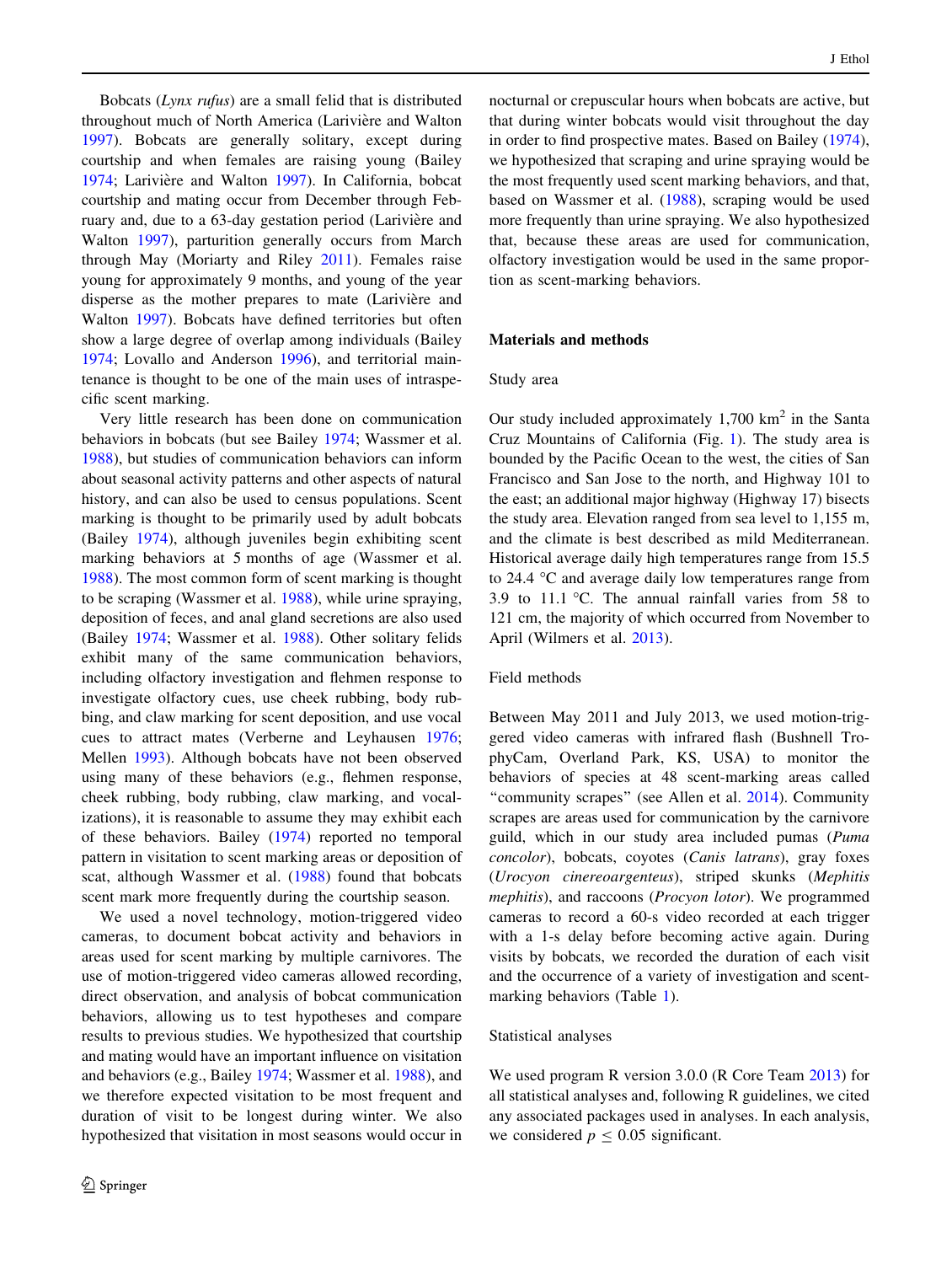Bobcats (*Lynx rufus*) are a small felid that is distributed throughout much of North America (Larivière and Walton 1997). Bobcats are generally solitary, except during courtship and when females are raising young (Bailey 1974; Larivière and Walton 1997). In California, bobcat courtship and mating occur from December through February and, due to a 63-day gestation period (Larivière and Walton 1997), parturition generally occurs from March through May (Moriarty and Riley 2011). Females raise young for approximately 9 months, and young of the year disperse as the mother prepares to mate (Larivière and Walton 1997). Bobcats have defined territories but often show a large degree of overlap among individuals (Bailey 1974; Lovallo and Anderson 1996), and territorial maintenance is thought to be one of the main uses of intraspecific scent marking.

Very little research has been done on communication behaviors in bobcats (but see Bailey 1974; Wassmer et al. 1988), but studies of communication behaviors can inform about seasonal activity patterns and other aspects of natural history, and can also be used to census populations. Scent marking is thought to be primarily used by adult bobcats (Bailey 1974), although juveniles begin exhibiting scent marking behaviors at 5 months of age (Wassmer et al. 1988). The most common form of scent marking is thought to be scraping (Wassmer et al. 1988), while urine spraying, deposition of feces, and anal gland secretions are also used (Bailey 1974; Wassmer et al. 1988). Other solitary felids exhibit many of the same communication behaviors, including olfactory investigation and flehmen response to investigate olfactory cues, use cheek rubbing, body rubbing, and claw marking for scent deposition, and use vocal cues to attract mates (Verberne and Leyhausen 1976; Mellen 1993). Although bobcats have not been observed using many of these behaviors (e.g., flehmen response, cheek rubbing, body rubbing, claw marking, and vocalizations), it is reasonable to assume they may exhibit each of these behaviors. Bailey (1974) reported no temporal pattern in visitation to scent marking areas or deposition of scat, although Wassmer et al. (1988) found that bobcats scent mark more frequently during the courtship season.

We used a novel technology, motion-triggered video cameras, to document bobcat activity and behaviors in areas used for scent marking by multiple carnivores. The use of motion-triggered video cameras allowed recording, direct observation, and analysis of bobcat communication behaviors, allowing us to test hypotheses and compare results to previous studies. We hypothesized that courtship and mating would have an important influence on visitation and behaviors (e.g., Bailey 1974; Wassmer et al. 1988), and we therefore expected visitation to be most frequent and duration of visit to be longest during winter. We also hypothesized that visitation in most seasons would occur in nocturnal or crepuscular hours when bobcats are active, but that during winter bobcats would visit throughout the day in order to find prospective mates. Based on Bailey (1974), we hypothesized that scraping and urine spraying would be the most frequently used scent marking behaviors, and that, based on Wassmer et al. (1988), scraping would be used more frequently than urine spraying. We also hypothesized that, because these areas are used for communication, olfactory investigation would be used in the same proportion as scent-marking behaviors.

## Materials and methods

### Study area

Our study included approximately 1,700 km$^2$ in the Santa Cruz Mountains of California (Fig. 1). The study area is bounded by the Pacific Ocean to the west, the cities of San Francisco and San Jose to the north, and Highway 101 to the east; an additional major highway (Highway 17) bisects the study area. Elevation ranged from sea level to 1,155 m, and the climate is best described as mild Mediterranean. Historical average daily high temperatures range from 15.5 to 24.4 °C and average daily low temperatures range from 3.9 to 11.1 °C. The annual rainfall varies from 58 to 121 cm, the majority of which occurred from November to April (Wilmers et al. 2013).

### Field methods

Between May 2011 and July 2013, we used motion-triggered video cameras with infrared flash (Bushnell TrophyCam, Overland Park, KS, USA) to monitor the behaviors of species at 48 scent-marking areas called "community scrapes" (see Allen et al. 2014). Community scrapes are areas used for communication by the carnivore guild, which in our study area included pumas (*Puma concolor*), bobcats, coyotes (*Canis latrans*), gray foxes (*Urocyon cinereoargenteus*), striped skunks (*Mephitis mephitis*), and raccoons (*Procyon lotor*). We programmed cameras to record a 60-s video recorded at each trigger with a 1-s delay before becoming active again. During visits by bobcats, we recorded the duration of each visit and the occurrence of a variety of investigation and scent-marking behaviors (Table 1).

### Statistical analyses

We used program R version 3.0.0 (R Core Team 2013) for all statistical analyses and, following R guidelines, we cited any associated packages used in analyses. In each analysis, we considered $p \leq 0.05$ significant.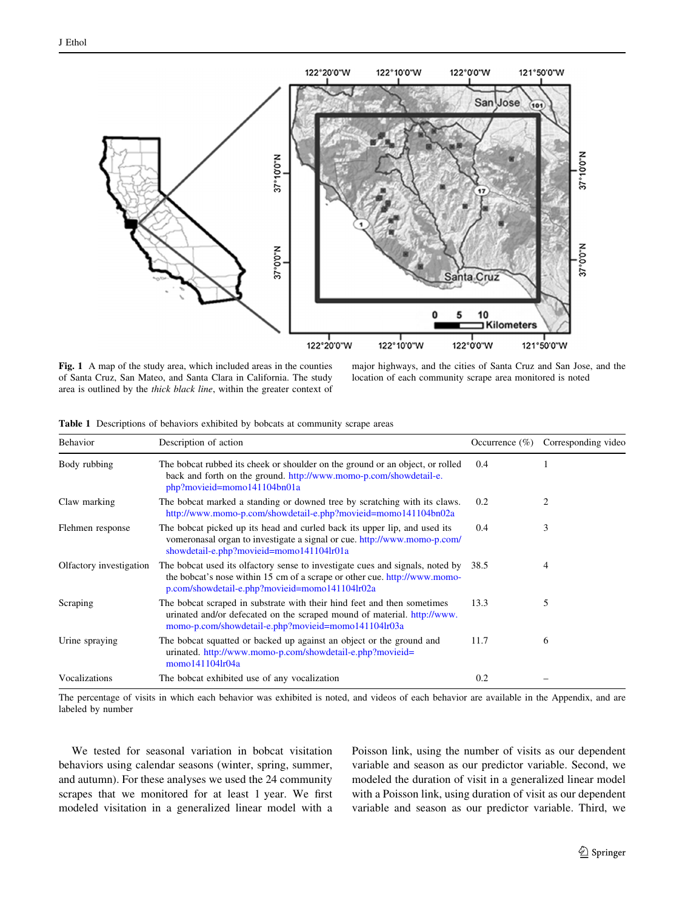**Fig. 1** A map of the study area, which included areas in the counties of Santa Cruz, San Mateo, and Santa Clara in California. The study area is outlined by the *thick black line*, within the greater context of major highways, and the cities of Santa Cruz and San Jose, and the location of each community scrape area monitored is noted

**Table 1** Descriptions of behaviors exhibited by bobcats at community scrape areas

| Behavior | Description of action | Occurrence (%) | Corresponding video |
|---|---|---|---|
| Body rubbing | The bobcat rubbed its cheek or shoulder on the ground or an object, or rolled back and forth on the ground. http://www.momo-p.com/showdetail-e.php?movieid=momo141104bn01a | 0.4 | 1 |
| Claw marking | The bobcat marked a standing or downed tree by scratching with its claws. http://www.momo-p.com/showdetail-e.php?movieid=momo141104bn02a | 0.2 | 2 |
| Flehmen response | The bobcat picked up its head and curled back its upper lip, and used its vomeronasal organ to investigate a signal or cue. http://www.momo-p.com/showdetail-e.php?movieid=momo141104lr01a | 0.4 | 3 |
| Olfactory investigation | The bobcat used its olfactory sense to investigate cues and signals, noted by the bobcat's nose within 15 cm of a scrape or other cue. http://www.momo-p.com/showdetail-e.php?movieid=momo141104lr02a | 38.5 | 4 |
| Scraping | The bobcat scraped in substrate with their hind feet and then sometimes urinated and/or defecated on the scraped mound of material. http://www.momo-p.com/showdetail-e.php?movieid=momo141104lr03a | 13.3 | 5 |
| Urine spraying | The bobcat squatted or backed up against an object or the ground and urinated. http://www.momo-p.com/showdetail-e.php?movieid=momo141104lr04a | 11.7 | 6 |
| Vocalizations | The bobcat exhibited use of any vocalization | 0.2 | – |

The percentage of visits in which each behavior was exhibited is noted, and videos of each behavior are available in the Appendix, and are labeled by number

We tested for seasonal variation in bobcat visitation behaviors using calendar seasons (winter, spring, summer, and autumn). For these analyses we used the 24 community scrapes that we monitored for at least 1 year. We first modeled visitation in a generalized linear model with a Poisson link, using the number of visits as our dependent variable and season as our predictor variable. Second, we modeled the duration of visit in a generalized linear model with a Poisson link, using duration of visit as our dependent variable and season as our predictor variable. Third, we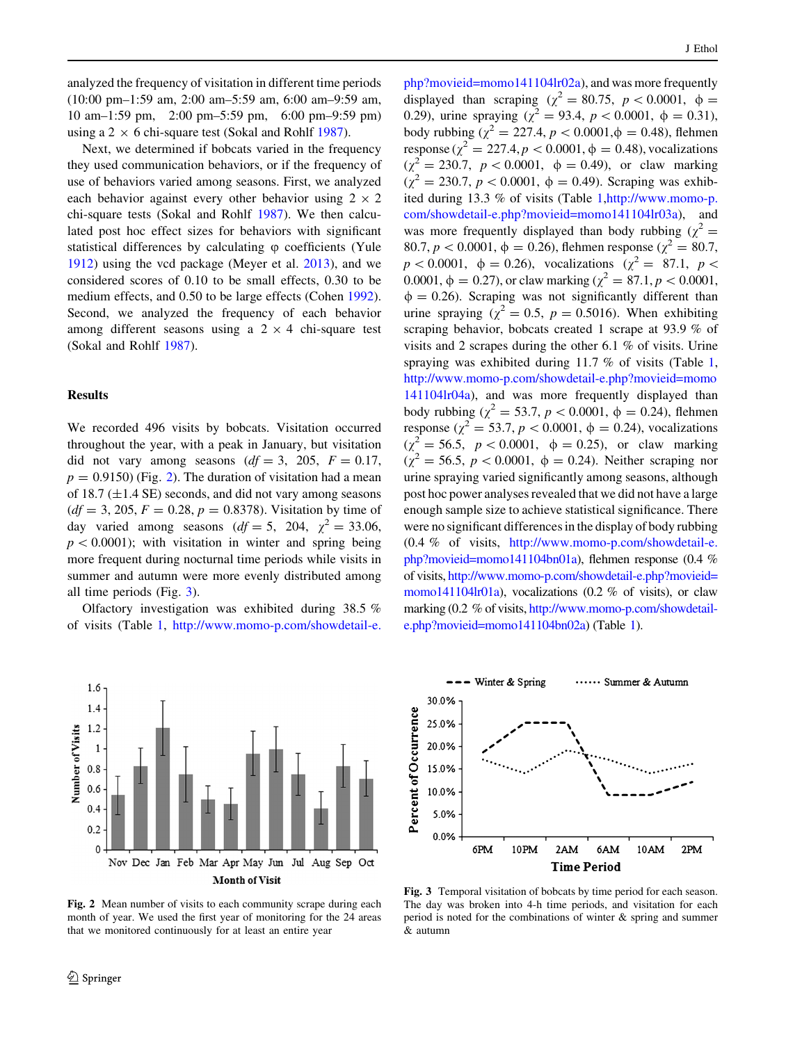analyzed the frequency of visitation in different time periods (10:00 pm–1:59 am, 2:00 am–5:59 am, 6:00 am–9:59 am, 10 am–1:59 pm, 2:00 pm–5:59 pm, 6:00 pm–9:59 pm) using a 2 × 6 chi-square test (Sokal and Rohlf 1987).

Next, we determined if bobcats varied in the frequency they used communication behaviors, or if the frequency of use of behaviors varied among seasons. First, we analyzed each behavior against every other behavior using 2 × 2 chi-square tests (Sokal and Rohlf 1987). We then calculated post hoc effect sizes for behaviors with significant statistical differences by calculating φ coefficients (Yule 1912) using the vcd package (Meyer et al. 2013), and we considered scores of 0.10 to be small effects, 0.30 to be medium effects, and 0.50 to be large effects (Cohen 1992). Second, we analyzed the frequency of each behavior among different seasons using a 2 × 4 chi-square test (Sokal and Rohlf 1987).

## Results

We recorded 496 visits by bobcats. Visitation occurred throughout the year, with a peak in January, but visitation did not vary among seasons ($df = 3$, 205, $F = 0.17$, $p = 0.9150$) (Fig. 2). The duration of visitation had a mean of 18.7 (±1.4 SE) seconds, and did not vary among seasons ($df = 3$, 205, $F = 0.28$, $p = 0.8378$). Visitation by time of day varied among seasons ($df = 5$, 204, $\chi^2 = 33.06$, $p < 0.0001$); with visitation in winter and spring being more frequent during nocturnal time periods while visits in summer and autumn were more evenly distributed among all time periods (Fig. 3).

Olfactory investigation was exhibited during 38.5 % of visits (Table 1, http://www.momo-p.com/showdetail-e.php?movieid=momo141104lr02a), and was more frequently displayed than scraping ($\chi^2 = 80.75$, $p < 0.0001$, $\phi = 0.29$), urine spraying ($\chi^2 = 93.4$, $p < 0.0001$, $\phi = 0.31$), body rubbing ($\chi^2 = 227.4$, $p < 0.0001$, $\phi = 0.48$), flehmen response ($\chi^2 = 227.4$, $p < 0.0001$, $\phi = 0.48$), vocalizations ($\chi^2 = 230.7$, $p < 0.0001$, $\phi = 0.49$), or claw marking ($\chi^2 = 230.7$, $p < 0.0001$, $\phi = 0.49$). Scraping was exhibited during 13.3 % of visits (Table 1, http://www.momo-p.com/showdetail-e.php?movieid=momo141104lr03a), and was more frequently displayed than body rubbing ($\chi^2 = 80.7$, $p < 0.0001$, $\phi = 0.26$), flehmen response ($\chi^2 = 80.7$, $p < 0.0001$, $\phi = 0.26$), vocalizations ($\chi^2 = 87.1$, $p < 0.0001$, $\phi = 0.27$), or claw marking ($\chi^2 = 87.1$, $p < 0.0001$, $\phi = 0.26$). Scraping was not significantly different than urine spraying ($\chi^2 = 0.5$, $p = 0.5016$). When exhibiting scraping behavior, bobcats created 1 scrape at 93.9 % of visits and 2 scrapes during the other 6.1 % of visits. Urine spraying was exhibited during 11.7 % of visits (Table 1, http://www.momo-p.com/showdetail-e.php?movieid=momo141104lr04a), and was more frequently displayed than body rubbing ($\chi^2 = 53.7$, $p < 0.0001$, $\phi = 0.24$), flehmen response ($\chi^2 = 53.7$, $p < 0.0001$, $\phi = 0.24$), vocalizations ($\chi^2 = 56.5$, $p < 0.0001$, $\phi = 0.25$), or claw marking ($\chi^2 = 56.5$, $p < 0.0001$, $\phi = 0.24$). Neither scraping nor urine spraying varied significantly among seasons, although post hoc power analyses revealed that we did not have a large enough sample size to achieve statistical significance. There were no significant differences in the display of body rubbing (0.4 % of visits, http://www.momo-p.com/showdetail-e.php?movieid=momo141104bn01a), flehmen response (0.4 % of visits, http://www.momo-p.com/showdetail-e.php?movieid=momo141104lr01a), vocalizations (0.2 % of visits), or claw marking (0.2 % of visits, http://www.momo-p.com/showdetail-e.php?movieid=momo141104bn02a) (Table 1).

**Fig. 2** Mean number of visits to each community scrape during each month of year. We used the first year of monitoring for the 24 areas that we monitored continuously for at least an entire year

**Fig. 3** Temporal visitation of bobcats by time period for each season. The day was broken into 4-h time periods, and visitation for each period is noted for the combinations of winter & spring and summer & autumn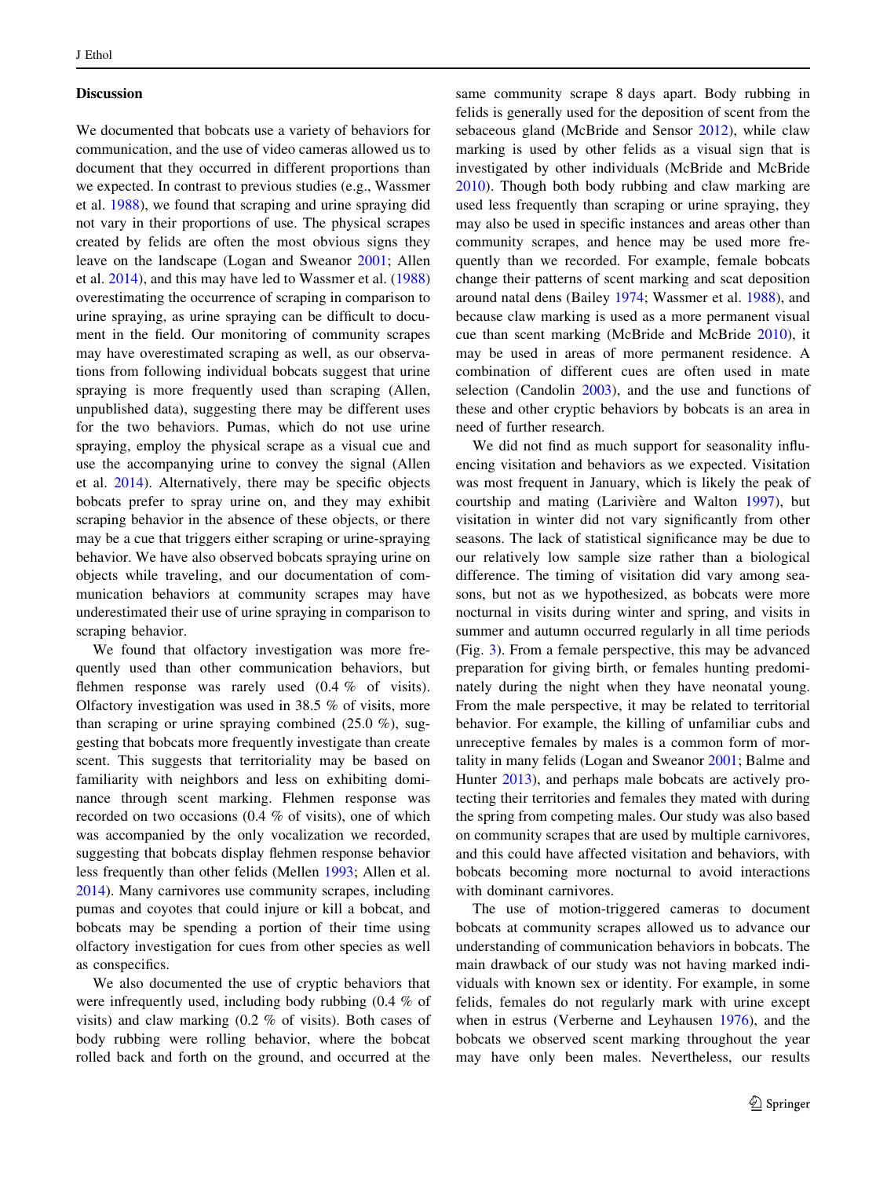## Discussion

We documented that bobcats use a variety of behaviors for communication, and the use of video cameras allowed us to document that they occurred in different proportions than we expected. In contrast to previous studies (e.g., Wassmer et al. 1988), we found that scraping and urine spraying did not vary in their proportions of use. The physical scrapes created by felids are often the most obvious signs they leave on the landscape (Logan and Sweanor 2001; Allen et al. 2014), and this may have led to Wassmer et al. (1988) overestimating the occurrence of scraping in comparison to urine spraying, as urine spraying can be difficult to document in the field. Our monitoring of community scrapes may have overestimated scraping as well, as our observations from following individual bobcats suggest that urine spraying is more frequently used than scraping (Allen, unpublished data), suggesting there may be different uses for the two behaviors. Pumas, which do not use urine spraying, employ the physical scrape as a visual cue and use the accompanying urine to convey the signal (Allen et al. 2014). Alternatively, there may be specific objects bobcats prefer to spray urine on, and they may exhibit scraping behavior in the absence of these objects, or there may be a cue that triggers either scraping or urine-spraying behavior. We have also observed bobcats spraying urine on objects while traveling, and our documentation of communication behaviors at community scrapes may have underestimated their use of urine spraying in comparison to scraping behavior.

We found that olfactory investigation was more frequently used than other communication behaviors, but flehmen response was rarely used (0.4 % of visits). Olfactory investigation was used in 38.5 % of visits, more than scraping or urine spraying combined (25.0 %), suggesting that bobcats more frequently investigate than create scent. This suggests that territoriality may be based on familiarity with neighbors and less on exhibiting dominance through scent marking. Flehmen response was recorded on two occasions (0.4 % of visits), one of which was accompanied by the only vocalization we recorded, suggesting that bobcats display flehmen response behavior less frequently than other felids (Mellen 1993; Allen et al. 2014). Many carnivores use community scrapes, including pumas and coyotes that could injure or kill a bobcat, and bobcats may be spending a portion of their time using olfactory investigation for cues from other species as well as conspecifics.

We also documented the use of cryptic behaviors that were infrequently used, including body rubbing (0.4 % of visits) and claw marking (0.2 % of visits). Both cases of body rubbing were rolling behavior, where the bobcat rolled back and forth on the ground, and occurred at the same community scrape 8 days apart. Body rubbing in felids is generally used for the deposition of scent from the sebaceous gland (McBride and Sensor 2012), while claw marking is used by other felids as a visual sign that is investigated by other individuals (McBride and McBride 2010). Though both body rubbing and claw marking are used less frequently than scraping or urine spraying, they may also be used in specific instances and areas other than community scrapes, and hence may be used more frequently than we recorded. For example, female bobcats change their patterns of scent marking and scat deposition around natal dens (Bailey 1974; Wassmer et al. 1988), and because claw marking is used as a more permanent visual cue than scent marking (McBride and McBride 2010), it may be used in areas of more permanent residence. A combination of different cues are often used in mate selection (Candolin 2003), and the use and functions of these and other cryptic behaviors by bobcats is an area in need of further research.

We did not find as much support for seasonality influencing visitation and behaviors as we expected. Visitation was most frequent in January, which is likely the peak of courtship and mating (Larivière and Walton 1997), but visitation in winter did not vary significantly from other seasons. The lack of statistical significance may be due to our relatively low sample size rather than a biological difference. The timing of visitation did vary among seasons, but not as we hypothesized, as bobcats were more nocturnal in visits during winter and spring, and visits in summer and autumn occurred regularly in all time periods (Fig. 3). From a female perspective, this may be advanced preparation for giving birth, or females hunting predominately during the night when they have neonatal young. From the male perspective, it may be related to territorial behavior. For example, the killing of unfamiliar cubs and unreceptive females by males is a common form of mortality in many felids (Logan and Sweanor 2001; Balme and Hunter 2013), and perhaps male bobcats are actively protecting their territories and females they mated with during the spring from competing males. Our study was also based on community scrapes that are used by multiple carnivores, and this could have affected visitation and behaviors, with bobcats becoming more nocturnal to avoid interactions with dominant carnivores.

The use of motion-triggered cameras to document bobcats at community scrapes allowed us to advance our understanding of communication behaviors in bobcats. The main drawback of our study was not having marked individuals with known sex or identity. For example, in some felids, females do not regularly mark with urine except when in estrus (Verberne and Leyhausen 1976), and the bobcats we observed scent marking throughout the year may have only been males. Nevertheless, our results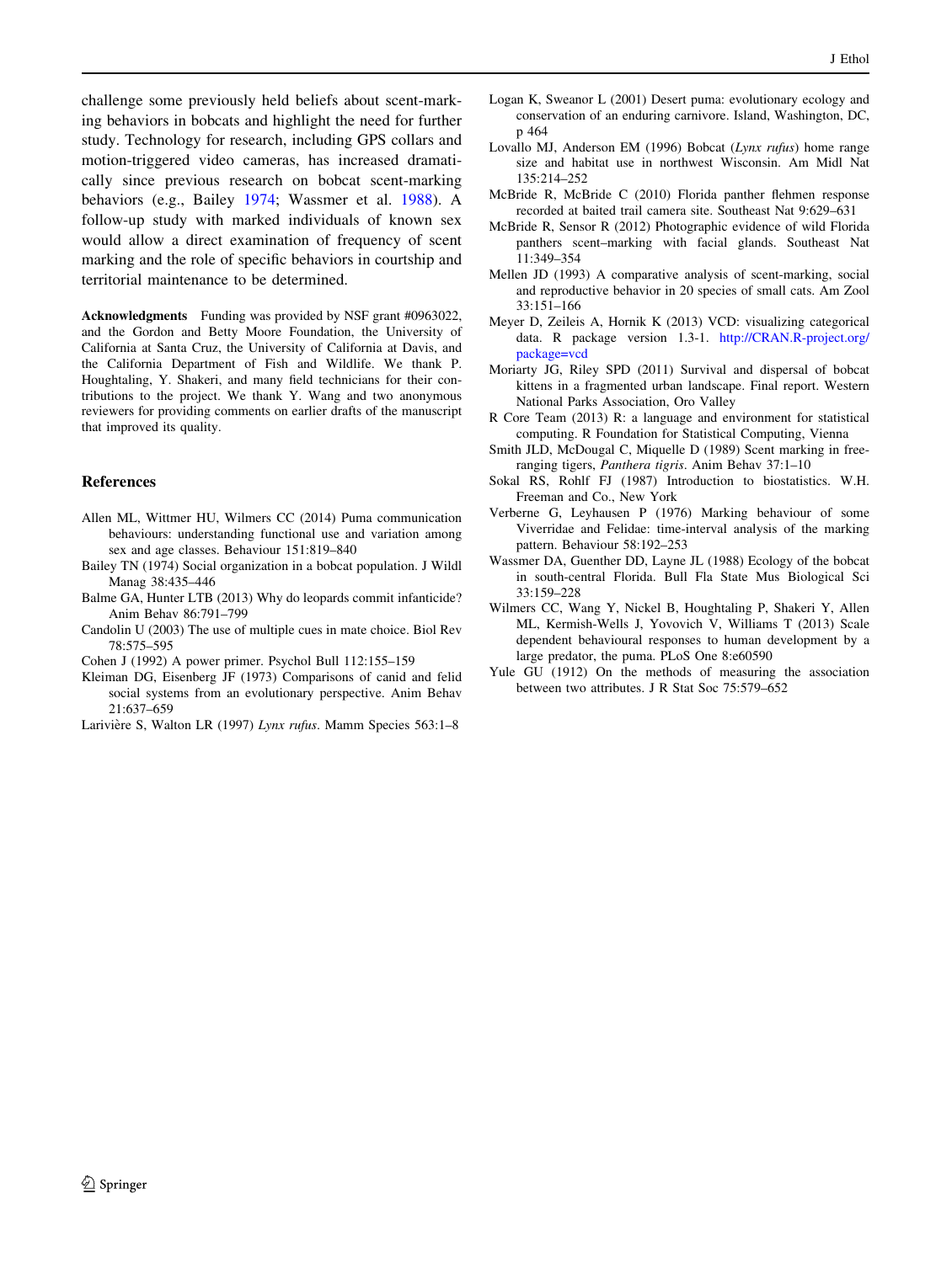challenge some previously held beliefs about scent-marking behaviors in bobcats and highlight the need for further study. Technology for research, including GPS collars and motion-triggered video cameras, has increased dramatically since previous research on bobcat scent-marking behaviors (e.g., Bailey 1974; Wassmer et al. 1988). A follow-up study with marked individuals of known sex would allow a direct examination of frequency of scent marking and the role of specific behaviors in courtship and territorial maintenance to be determined.

**Acknowledgments** Funding was provided by NSF grant #0963022, and the Gordon and Betty Moore Foundation, the University of California at Santa Cruz, the University of California at Davis, and the California Department of Fish and Wildlife. We thank P. Houghtaling, Y. Shakeri, and many field technicians for their contributions to the project. We thank Y. Wang and two anonymous reviewers for providing comments on earlier drafts of the manuscript that improved its quality.

## References

Allen ML, Wittmer HU, Wilmers CC (2014) Puma communication behaviours: understanding functional use and variation among sex and age classes. Behaviour 151:819–840

Bailey TN (1974) Social organization in a bobcat population. J Wildl Manag 38:435–446

Balme GA, Hunter LTB (2013) Why do leopards commit infanticide? Anim Behav 86:791–799

Candolin U (2003) The use of multiple cues in mate choice. Biol Rev 78:575–595

Cohen J (1992) A power primer. Psychol Bull 112:155–159

Kleiman DG, Eisenberg JF (1973) Comparisons of canid and felid social systems from an evolutionary perspective. Anim Behav 21:637–659

Larivière S, Walton LR (1997) *Lynx rufus*. Mamm Species 563:1–8

Logan K, Sweanor L (2001) Desert puma: evolutionary ecology and conservation of an enduring carnivore. Island, Washington, DC, p 464

Lovallo MJ, Anderson EM (1996) Bobcat (*Lynx rufus*) home range size and habitat use in northwest Wisconsin. Am Midl Nat 135:214–252

McBride R, McBride C (2010) Florida panther flehmen response recorded at baited trail camera site. Southeast Nat 9:629–631

McBride R, Sensor R (2012) Photographic evidence of wild Florida panthers scent–marking with facial glands. Southeast Nat 11:349–354

Mellen JD (1993) A comparative analysis of scent-marking, social and reproductive behavior in 20 species of small cats. Am Zool 33:151–166

Meyer D, Zeileis A, Hornik K (2013) VCD: visualizing categorical data. R package version 1.3-1. http://CRAN.R-project.org/package=vcd

Moriarty JG, Riley SPD (2011) Survival and dispersal of bobcat kittens in a fragmented urban landscape. Final report. Western National Parks Association, Oro Valley

R Core Team (2013) R: a language and environment for statistical computing. R Foundation for Statistical Computing, Vienna

Smith JLD, McDougal C, Miquelle D (1989) Scent marking in free-ranging tigers, *Panthera tigris*. Anim Behav 37:1–10

Sokal RS, Rohlf FJ (1987) Introduction to biostatistics. W.H. Freeman and Co., New York

Verberne G, Leyhausen P (1976) Marking behaviour of some Viverridae and Felidae: time-interval analysis of the marking pattern. Behaviour 58:192–253

Wassmer DA, Guenther DD, Layne JL (1988) Ecology of the bobcat in south-central Florida. Bull Fla State Mus Biological Sci 33:159–228

Wilmers CC, Wang Y, Nickel B, Houghtaling P, Shakeri Y, Allen ML, Kermish-Wells J, Yovovich V, Williams T (2013) Scale dependent behavioural responses to human development by a large predator, the puma. PLoS One 8:e60590

Yule GU (1912) On the methods of measuring the association between two attributes. J R Stat Soc 75:579–652